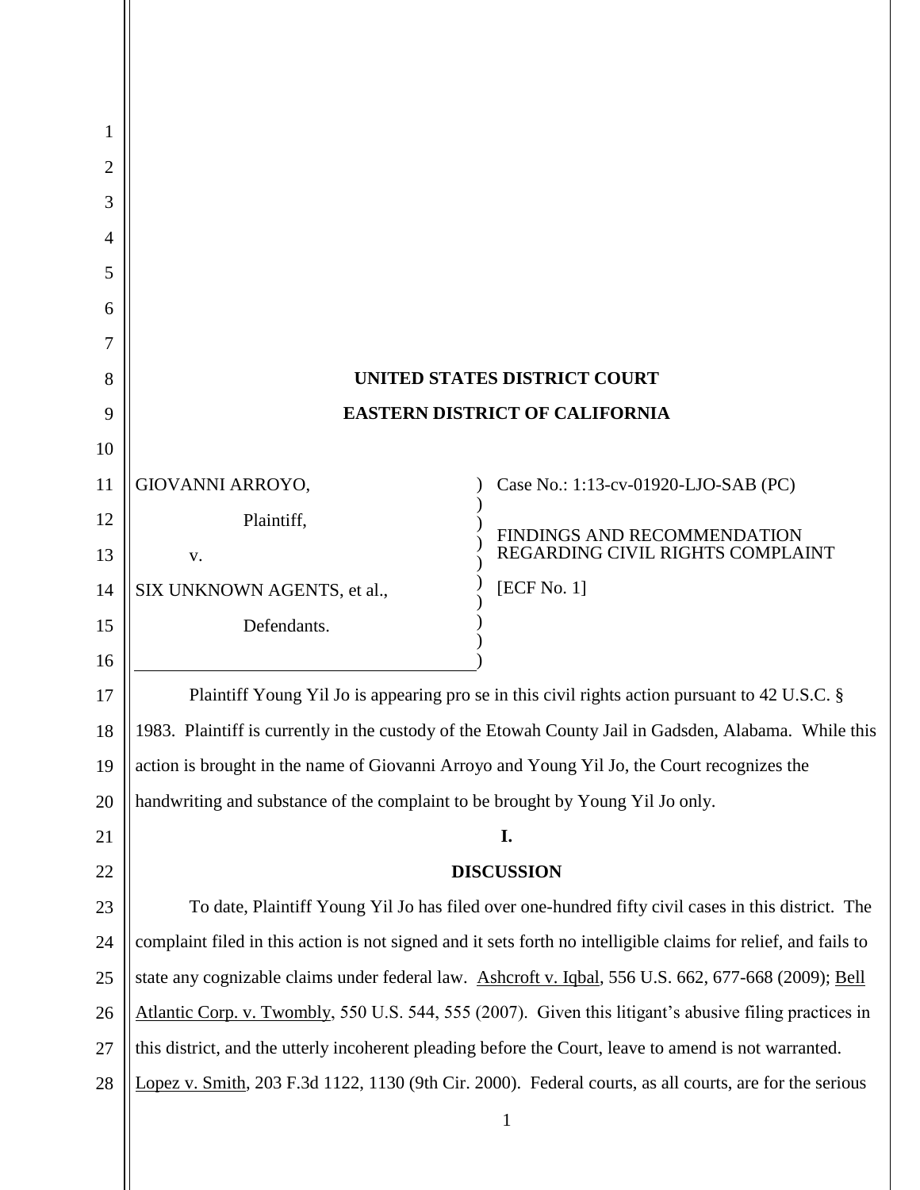**UNITED STATES DISTRICT COURT**

**EASTERN DISTRICT OF CALIFORNIA**

GIOVANNI ARROYO,

Plaintiff,

v.

SIX UNKNOWN AGENTS, et al.,

Defendants.

Case No.: 1:13-cv-01920-LJO-SAB (PC)

FINDINGS AND RECOMMENDATION REGARDING CIVIL RIGHTS COMPLAINT

[ECF No. 1]

Plaintiff Young Yil Jo is appearing pro se in this civil rights action pursuant to 42 U.S.C. § 1983. Plaintiff is currently in the custody of the Etowah County Jail in Gadsden, Alabama. While this action is brought in the name of Giovanni Arroyo and Young Yil Jo, the Court recognizes the handwriting and substance of the complaint to be brought by Young Yil Jo only.

## I.

## DISCUSSION

To date, Plaintiff Young Yil Jo has filed over one-hundred fifty civil cases in this district. The complaint filed in this action is not signed and it sets forth no intelligible claims for relief, and fails to state any cognizable claims under federal law. Ashcroft v. Iqbal, 556 U.S. 662, 677-668 (2009); Bell Atlantic Corp. v. Twombly, 550 U.S. 544, 555 (2007). Given this litigant's abusive filing practices in this district, and the utterly incoherent pleading before the Court, leave to amend is not warranted. Lopez v. Smith, 203 F.3d 1122, 1130 (9th Cir. 2000). Federal courts, as all courts, are for the serious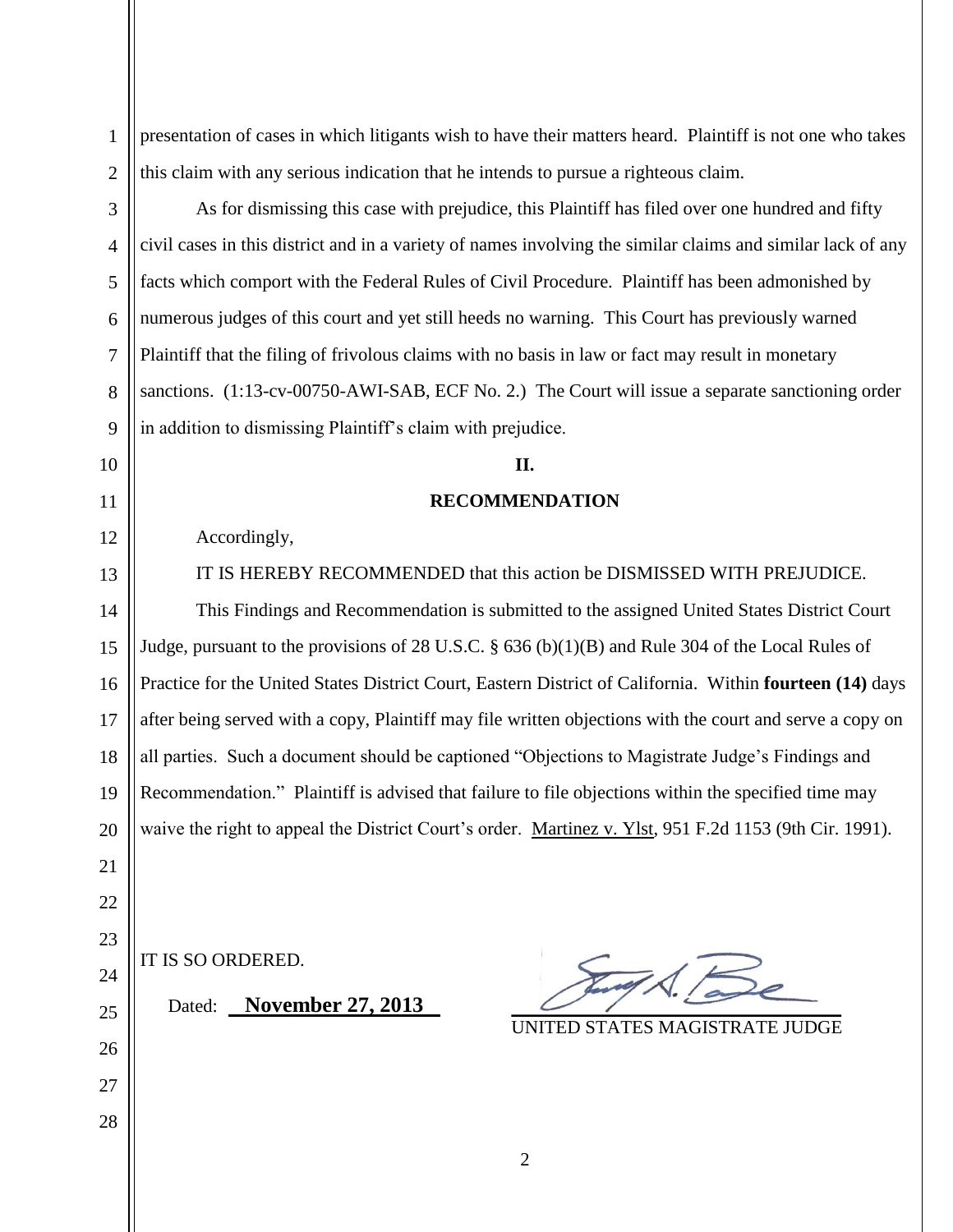presentation of cases in which litigants wish to have their matters heard. Plaintiff is not one who takes this claim with any serious indication that he intends to pursue a righteous claim.

As for dismissing this case with prejudice, this Plaintiff has filed over one hundred and fifty civil cases in this district and in a variety of names involving the similar claims and similar lack of any facts which comport with the Federal Rules of Civil Procedure. Plaintiff has been admonished by numerous judges of this court and yet still heeds no warning. This Court has previously warned Plaintiff that the filing of frivolous claims with no basis in law or fact may result in monetary sanctions. (1:13-cv-00750-AWI-SAB, ECF No. 2.) The Court will issue a separate sanctioning order in addition to dismissing Plaintiff's claim with prejudice.

## II.

## RECOMMENDATION

Accordingly,

IT IS HEREBY RECOMMENDED that this action be DISMISSED WITH PREJUDICE.

This Findings and Recommendation is submitted to the assigned United States District Court Judge, pursuant to the provisions of 28 U.S.C. § 636 (b)(1)(B) and Rule 304 of the Local Rules of Practice for the United States District Court, Eastern District of California. Within **fourteen (14)** days after being served with a copy, Plaintiff may file written objections with the court and serve a copy on all parties. Such a document should be captioned "Objections to Magistrate Judge's Findings and Recommendation." Plaintiff is advised that failure to file objections within the specified time may waive the right to appeal the District Court's order. Martinez v. Ylst, 951 F.2d 1153 (9th Cir. 1991).

IT IS SO ORDERED.

Dated: **November 27, 2013**

UNITED STATES MAGISTRATE JUDGE